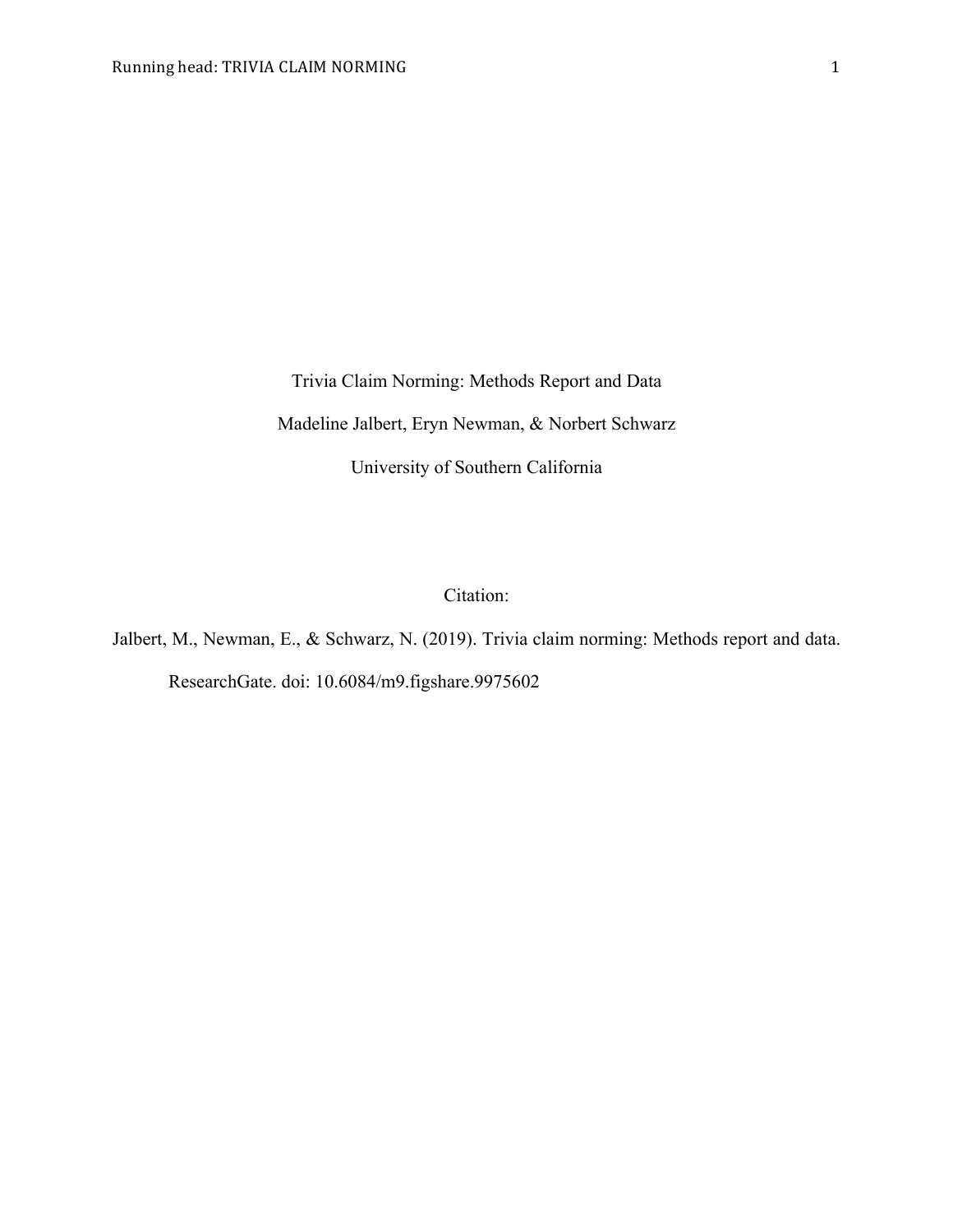# Trivia Claim Norming: Methods Report and Data

Madeline Jalbert, Eryn Newman, & Norbert Schwarz

University of Southern California

Citation:

Jalbert, M., Newman, E., & Schwarz, N. (2019). Trivia claim norming: Methods report and data. ResearchGate. doi: 10.6084/m9.figshare.9975602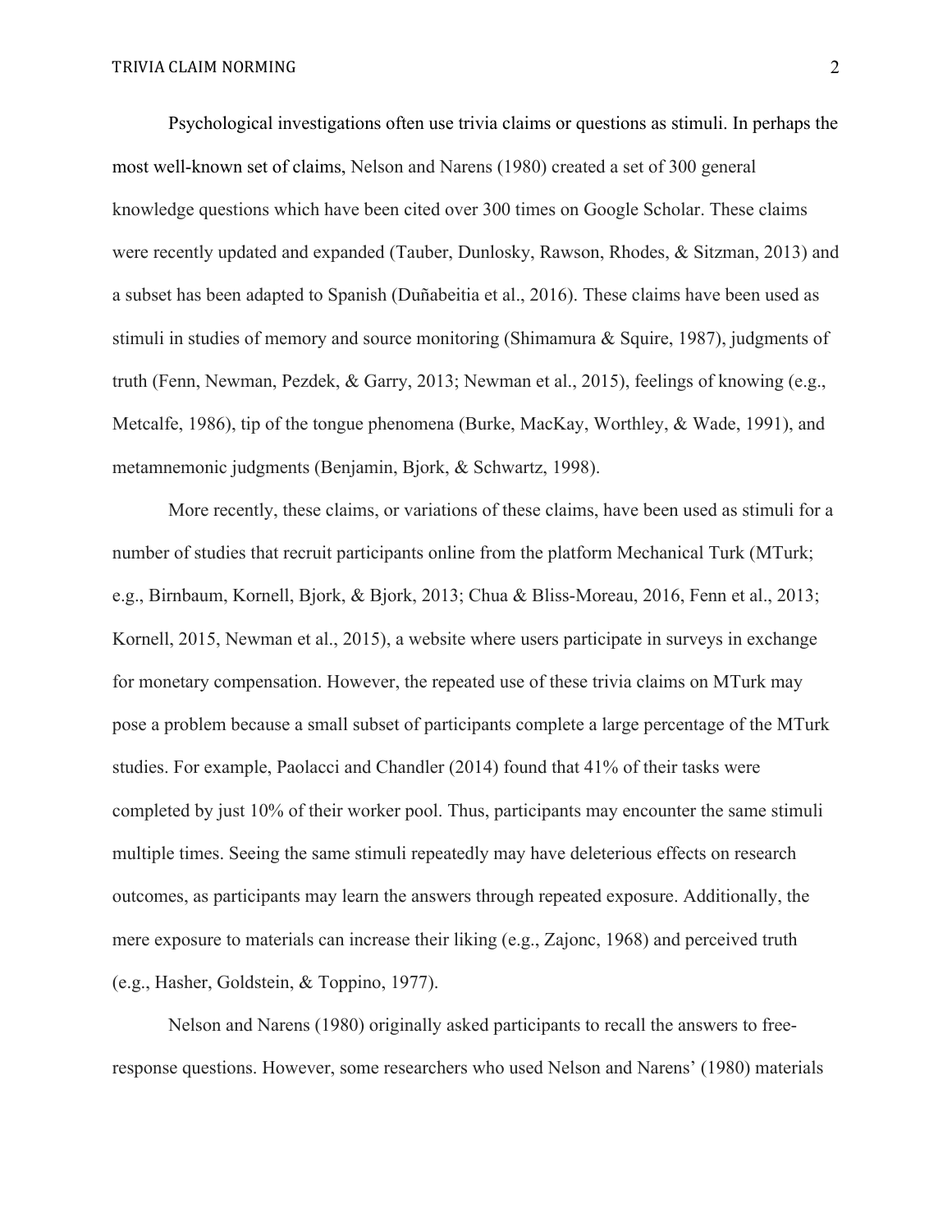Psychological investigations often use trivia claims or questions as stimuli. In perhaps the most well-known set of claims, Nelson and Narens (1980) created a set of 300 general knowledge questions which have been cited over 300 times on Google Scholar. These claims were recently updated and expanded (Tauber, Dunlosky, Rawson, Rhodes, & Sitzman, 2013) and a subset has been adapted to Spanish (Duñabeitia et al., 2016). These claims have been used as stimuli in studies of memory and source monitoring (Shimamura & Squire, 1987), judgments of truth (Fenn, Newman, Pezdek, & Garry, 2013; Newman et al., 2015), feelings of knowing (e.g., Metcalfe, 1986), tip of the tongue phenomena (Burke, MacKay, Worthley, & Wade, 1991), and metamnemonic judgments (Benjamin, Bjork, & Schwartz, 1998).

More recently, these claims, or variations of these claims, have been used as stimuli for a number of studies that recruit participants online from the platform Mechanical Turk (MTurk; e.g., Birnbaum, Kornell, Bjork, & Bjork, 2013; Chua & Bliss-Moreau, 2016, Fenn et al., 2013; Kornell, 2015, Newman et al., 2015), a website where users participate in surveys in exchange for monetary compensation. However, the repeated use of these trivia claims on MTurk may pose a problem because a small subset of participants complete a large percentage of the MTurk studies. For example, Paolacci and Chandler (2014) found that 41% of their tasks were completed by just 10% of their worker pool. Thus, participants may encounter the same stimuli multiple times. Seeing the same stimuli repeatedly may have deleterious effects on research outcomes, as participants may learn the answers through repeated exposure. Additionally, the mere exposure to materials can increase their liking (e.g., Zajonc, 1968) and perceived truth (e.g., Hasher, Goldstein, & Toppino, 1977).

Nelson and Narens (1980) originally asked participants to recall the answers to free-response questions. However, some researchers who used Nelson and Narens' (1980) materials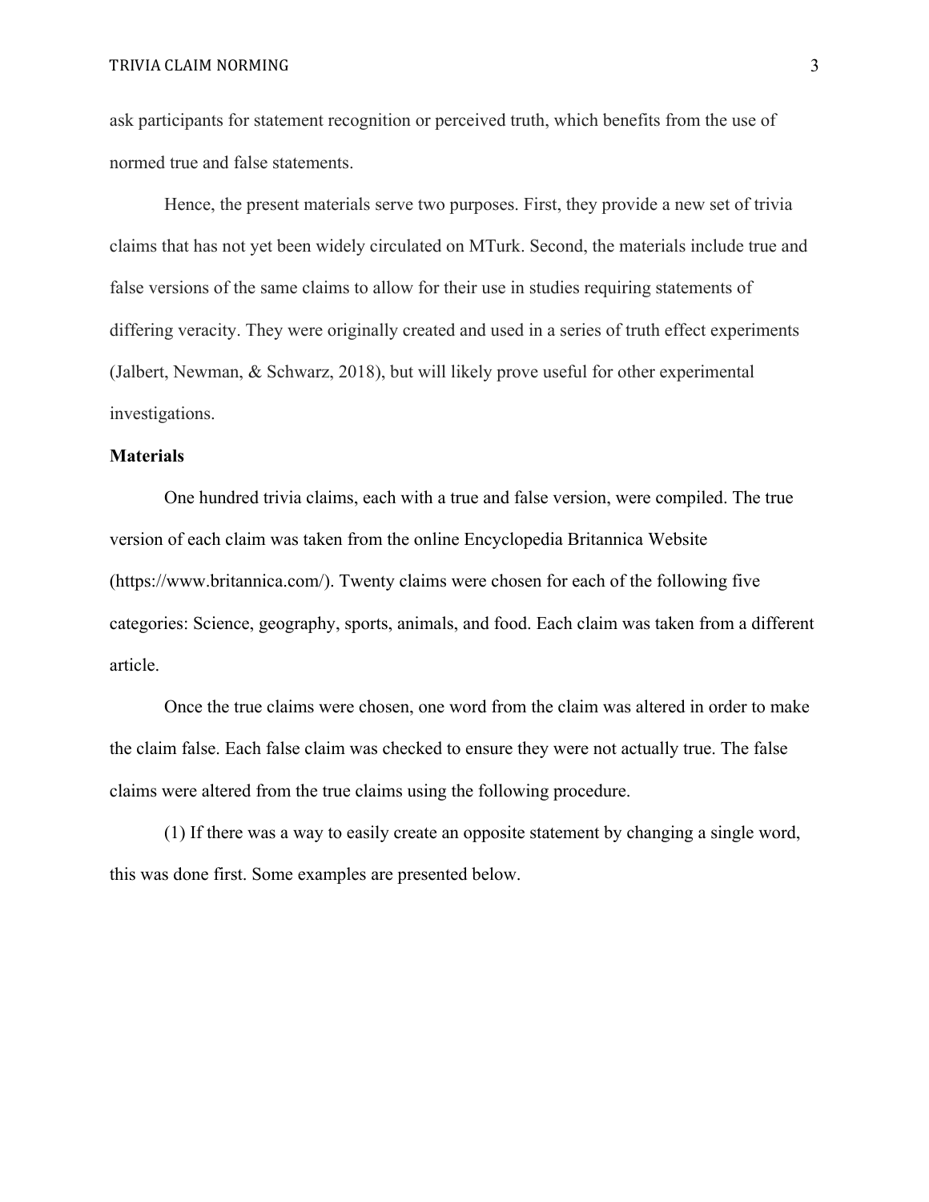ask participants for statement recognition or perceived truth, which benefits from the use of normed true and false statements.

Hence, the present materials serve two purposes. First, they provide a new set of trivia claims that has not yet been widely circulated on MTurk. Second, the materials include true and false versions of the same claims to allow for their use in studies requiring statements of differing veracity. They were originally created and used in a series of truth effect experiments (Jalbert, Newman, & Schwarz, 2018), but will likely prove useful for other experimental investigations.

## Materials

One hundred trivia claims, each with a true and false version, were compiled. The true version of each claim was taken from the online Encyclopedia Britannica Website (https://www.britannica.com/). Twenty claims were chosen for each of the following five categories: Science, geography, sports, animals, and food. Each claim was taken from a different article.

Once the true claims were chosen, one word from the claim was altered in order to make the claim false. Each false claim was checked to ensure they were not actually true. The false claims were altered from the true claims using the following procedure.

(1) If there was a way to easily create an opposite statement by changing a single word, this was done first. Some examples are presented below.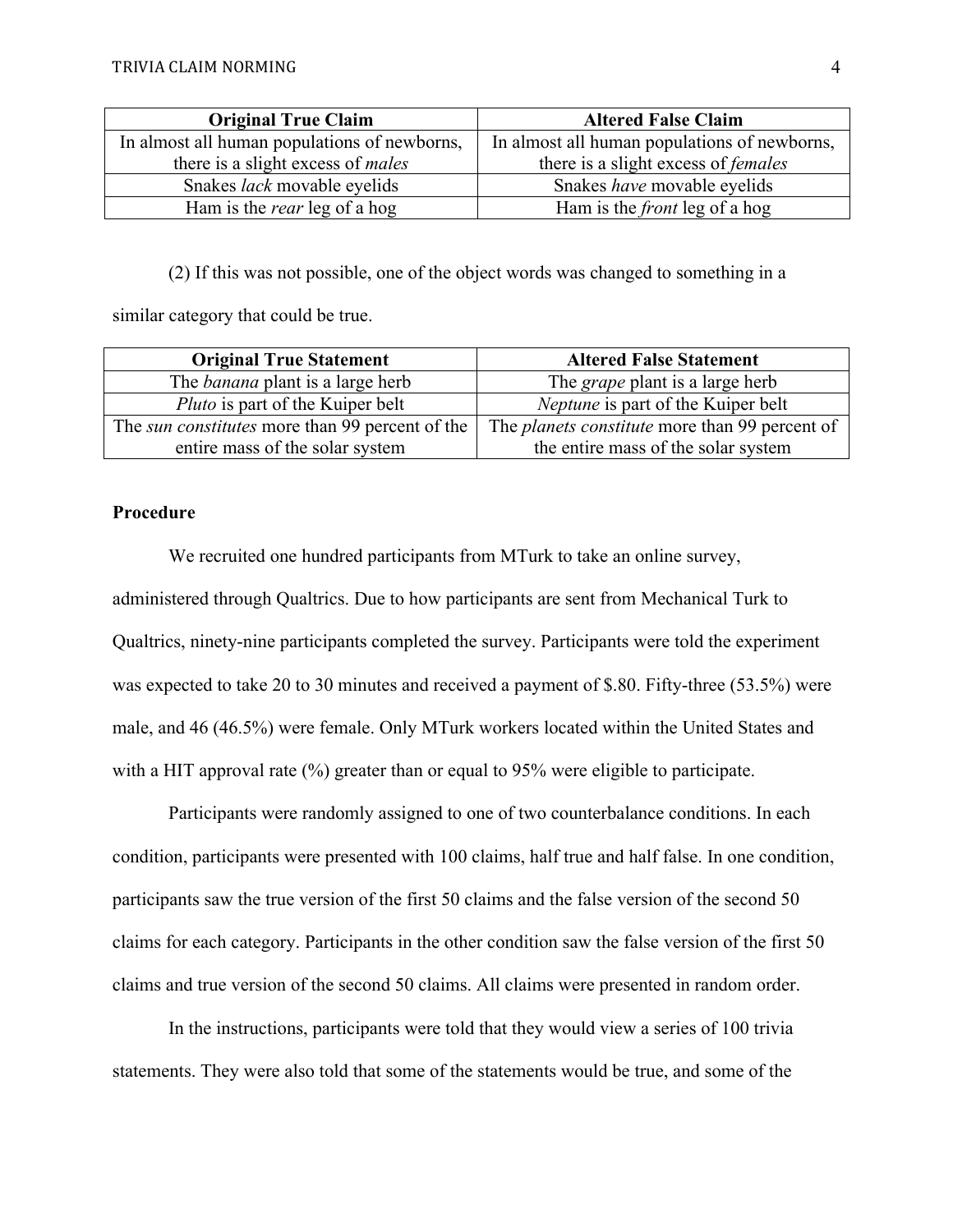| Original True Claim | Altered False Claim |
|---|---|
| In almost all human populations of newborns, there is a slight excess of *males* | In almost all human populations of newborns, there is a slight excess of *females* |
| Snakes *lack* movable eyelids | Snakes *have* movable eyelids |
| Ham is the *rear* leg of a hog | Ham is the *front* leg of a hog |

(2) If this was not possible, one of the object words was changed to something in a similar category that could be true.

| Original True Statement | Altered False Statement |
|---|---|
| The *banana* plant is a large herb | The *grape* plant is a large herb |
| *Pluto* is part of the Kuiper belt | *Neptune* is part of the Kuiper belt |
| The *sun constitutes* more than 99 percent of the entire mass of the solar system | The *planets constitute* more than 99 percent of the entire mass of the solar system |

**Procedure**

We recruited one hundred participants from MTurk to take an online survey, administered through Qualtrics. Due to how participants are sent from Mechanical Turk to Qualtrics, ninety-nine participants completed the survey. Participants were told the experiment was expected to take 20 to 30 minutes and received a payment of $.80. Fifty-three (53.5%) were male, and 46 (46.5%) were female. Only MTurk workers located within the United States and with a HIT approval rate (%) greater than or equal to 95% were eligible to participate.

Participants were randomly assigned to one of two counterbalance conditions. In each condition, participants were presented with 100 claims, half true and half false. In one condition, participants saw the true version of the first 50 claims and the false version of the second 50 claims for each category. Participants in the other condition saw the false version of the first 50 claims and true version of the second 50 claims. All claims were presented in random order.

In the instructions, participants were told that they would view a series of 100 trivia statements. They were also told that some of the statements would be true, and some of the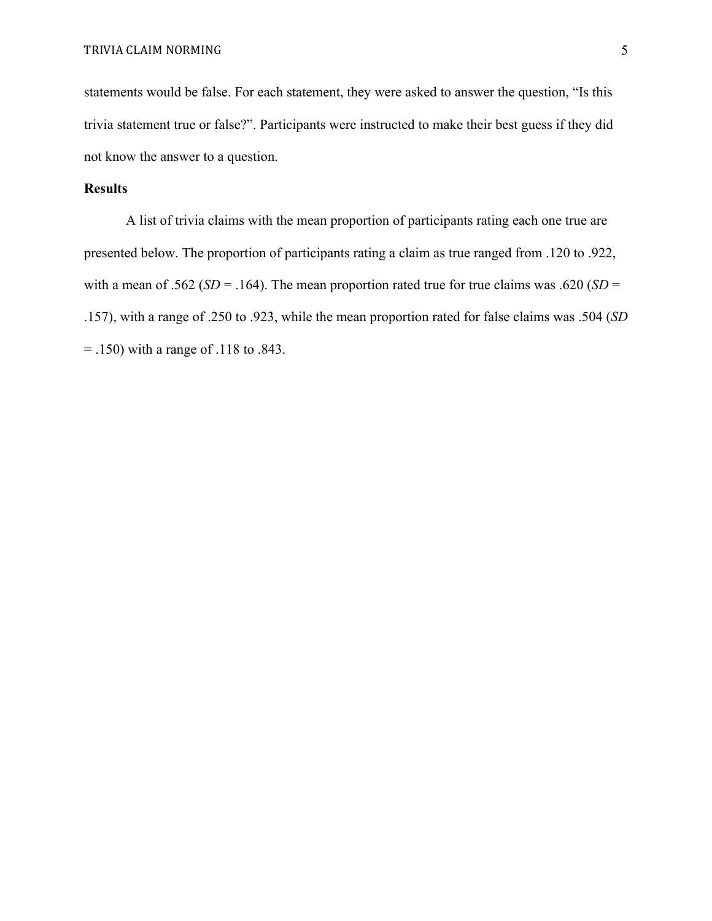statements would be false. For each statement, they were asked to answer the question, "Is this trivia statement true or false?". Participants were instructed to make their best guess if they did not know the answer to a question.

**Results**

A list of trivia claims with the mean proportion of participants rating each one true are presented below. The proportion of participants rating a claim as true ranged from .120 to .922, with a mean of .562 (*SD* = .164). The mean proportion rated true for true claims was .620 (*SD* = .157), with a range of .250 to .923, while the mean proportion rated for false claims was .504 (*SD* = .150) with a range of .118 to .843.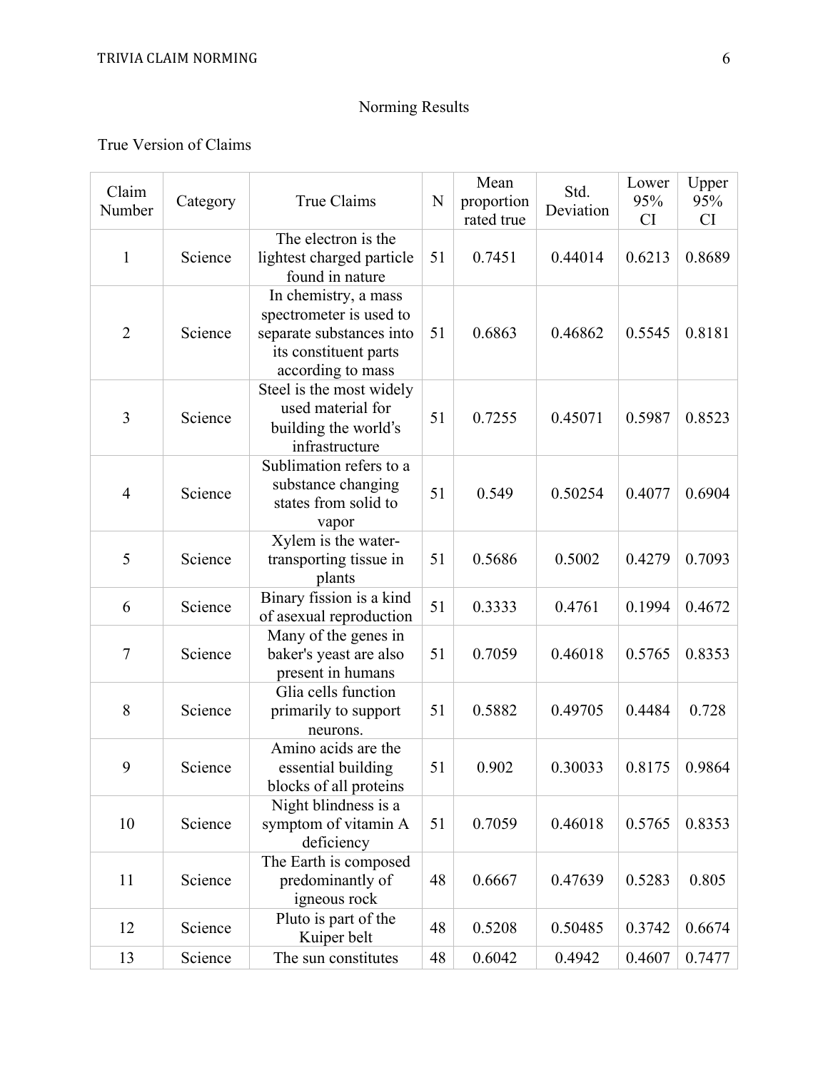## Norming Results

True Version of Claims

| Claim Number | Category | True Claims | N | Mean proportion rated true | Std. Deviation | Lower 95% CI | Upper 95% CI |
|---|---|---|---|---|---|---|---|
| 1 | Science | The electron is the lightest charged particle found in nature | 51 | 0.7451 | 0.44014 | 0.6213 | 0.8689 |
| 2 | Science | In chemistry, a mass spectrometer is used to separate substances into its constituent parts according to mass | 51 | 0.6863 | 0.46862 | 0.5545 | 0.8181 |
| 3 | Science | Steel is the most widely used material for building the world's infrastructure | 51 | 0.7255 | 0.45071 | 0.5987 | 0.8523 |
| 4 | Science | Sublimation refers to a substance changing states from solid to vapor | 51 | 0.549 | 0.50254 | 0.4077 | 0.6904 |
| 5 | Science | Xylem is the water-transporting tissue in plants | 51 | 0.5686 | 0.5002 | 0.4279 | 0.7093 |
| 6 | Science | Binary fission is a kind of asexual reproduction | 51 | 0.3333 | 0.4761 | 0.1994 | 0.4672 |
| 7 | Science | Many of the genes in baker's yeast are also present in humans | 51 | 0.7059 | 0.46018 | 0.5765 | 0.8353 |
| 8 | Science | Glia cells function primarily to support neurons. | 51 | 0.5882 | 0.49705 | 0.4484 | 0.728 |
| 9 | Science | Amino acids are the essential building blocks of all proteins | 51 | 0.902 | 0.30033 | 0.8175 | 0.9864 |
| 10 | Science | Night blindness is a symptom of vitamin A deficiency | 51 | 0.7059 | 0.46018 | 0.5765 | 0.8353 |
| 11 | Science | The Earth is composed predominantly of igneous rock | 48 | 0.6667 | 0.47639 | 0.5283 | 0.805 |
| 12 | Science | Pluto is part of the Kuiper belt | 48 | 0.5208 | 0.50485 | 0.3742 | 0.6674 |
| 13 | Science | The sun constitutes | 48 | 0.6042 | 0.4942 | 0.4607 | 0.7477 |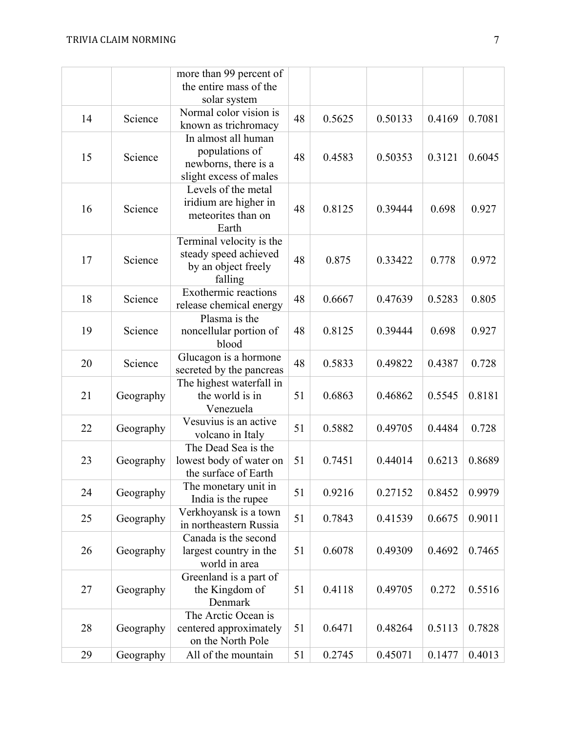|  |  |  |  |  |  |  |  |
|---|---|---|---|---|---|---|---|
|  |  | more than 99 percent of the entire mass of the solar system |  |  |  |  |  |
| 14 | Science | Normal color vision is known as trichromacy | 48 | 0.5625 | 0.50133 | 0.4169 | 0.7081 |
| 15 | Science | In almost all human populations of newborns, there is a slight excess of males | 48 | 0.4583 | 0.50353 | 0.3121 | 0.6045 |
| 16 | Science | Levels of the metal iridium are higher in meteorites than on Earth | 48 | 0.8125 | 0.39444 | 0.698 | 0.927 |
| 17 | Science | Terminal velocity is the steady speed achieved by an object freely falling | 48 | 0.875 | 0.33422 | 0.778 | 0.972 |
| 18 | Science | Exothermic reactions release chemical energy | 48 | 0.6667 | 0.47639 | 0.5283 | 0.805 |
| 19 | Science | Plasma is the noncellular portion of blood | 48 | 0.8125 | 0.39444 | 0.698 | 0.927 |
| 20 | Science | Glucagon is a hormone secreted by the pancreas | 48 | 0.5833 | 0.49822 | 0.4387 | 0.728 |
| 21 | Geography | The highest waterfall in the world is in Venezuela | 51 | 0.6863 | 0.46862 | 0.5545 | 0.8181 |
| 22 | Geography | Vesuvius is an active volcano in Italy | 51 | 0.5882 | 0.49705 | 0.4484 | 0.728 |
| 23 | Geography | The Dead Sea is the lowest body of water on the surface of Earth | 51 | 0.7451 | 0.44014 | 0.6213 | 0.8689 |
| 24 | Geography | The monetary unit in India is the rupee | 51 | 0.9216 | 0.27152 | 0.8452 | 0.9979 |
| 25 | Geography | Verkhoyansk is a town in northeastern Russia | 51 | 0.7843 | 0.41539 | 0.6675 | 0.9011 |
| 26 | Geography | Canada is the second largest country in the world in area | 51 | 0.6078 | 0.49309 | 0.4692 | 0.7465 |
| 27 | Geography | Greenland is a part of the Kingdom of Denmark | 51 | 0.4118 | 0.49705 | 0.272 | 0.5516 |
| 28 | Geography | The Arctic Ocean is centered approximately on the North Pole | 51 | 0.6471 | 0.48264 | 0.5113 | 0.7828 |
| 29 | Geography | All of the mountain | 51 | 0.2745 | 0.45071 | 0.1477 | 0.4013 |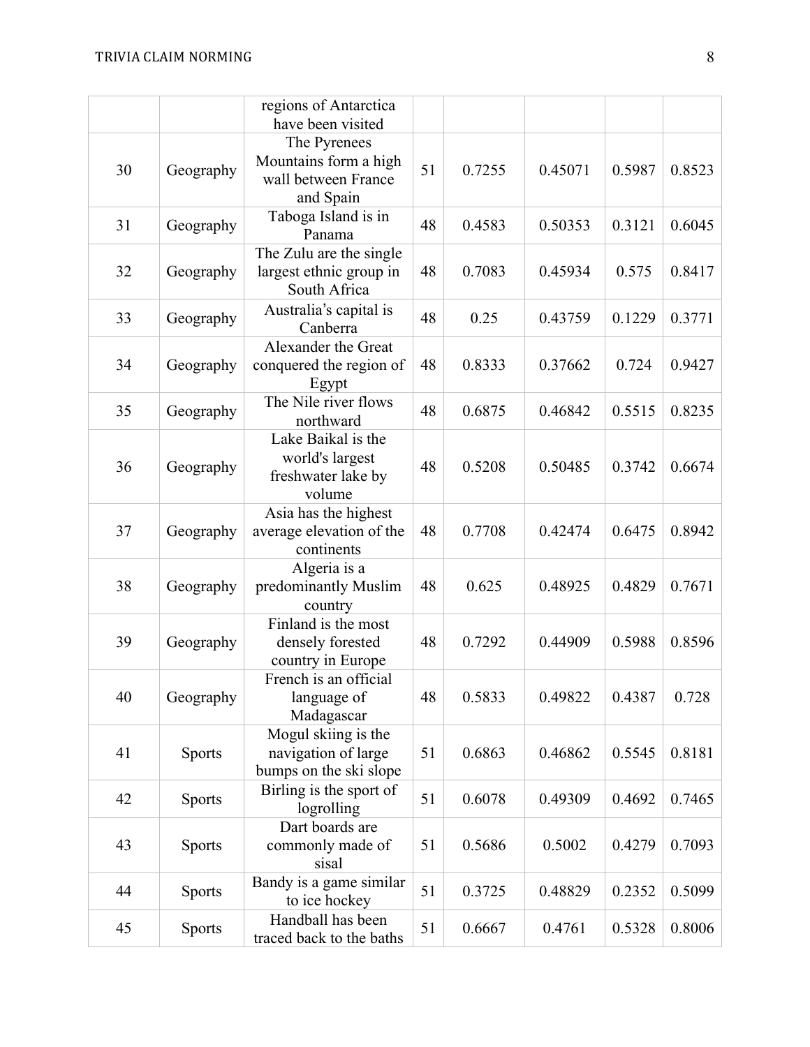| | | | | | | | |
|---|---|---|---|---|---|---|---|
| | | regions of Antarctica have been visited | | | | | |
| 30 | Geography | The Pyrenees Mountains form a high wall between France and Spain | 51 | 0.7255 | 0.45071 | 0.5987 | 0.8523 |
| 31 | Geography | Taboga Island is in Panama | 48 | 0.4583 | 0.50353 | 0.3121 | 0.6045 |
| 32 | Geography | The Zulu are the single largest ethnic group in South Africa | 48 | 0.7083 | 0.45934 | 0.575 | 0.8417 |
| 33 | Geography | Australia's capital is Canberra | 48 | 0.25 | 0.43759 | 0.1229 | 0.3771 |
| 34 | Geography | Alexander the Great conquered the region of Egypt | 48 | 0.8333 | 0.37662 | 0.724 | 0.9427 |
| 35 | Geography | The Nile river flows northward | 48 | 0.6875 | 0.46842 | 0.5515 | 0.8235 |
| 36 | Geography | Lake Baikal is the world's largest freshwater lake by volume | 48 | 0.5208 | 0.50485 | 0.3742 | 0.6674 |
| 37 | Geography | Asia has the highest average elevation of the continents | 48 | 0.7708 | 0.42474 | 0.6475 | 0.8942 |
| 38 | Geography | Algeria is a predominantly Muslim country | 48 | 0.625 | 0.48925 | 0.4829 | 0.7671 |
| 39 | Geography | Finland is the most densely forested country in Europe | 48 | 0.7292 | 0.44909 | 0.5988 | 0.8596 |
| 40 | Geography | French is an official language of Madagascar | 48 | 0.5833 | 0.49822 | 0.4387 | 0.728 |
| 41 | Sports | Mogul skiing is the navigation of large bumps on the ski slope | 51 | 0.6863 | 0.46862 | 0.5545 | 0.8181 |
| 42 | Sports | Birling is the sport of logrolling | 51 | 0.6078 | 0.49309 | 0.4692 | 0.7465 |
| 43 | Sports | Dart boards are commonly made of sisal | 51 | 0.5686 | 0.5002 | 0.4279 | 0.7093 |
| 44 | Sports | Bandy is a game similar to ice hockey | 51 | 0.3725 | 0.48829 | 0.2352 | 0.5099 |
| 45 | Sports | Handball has been traced back to the baths | 51 | 0.6667 | 0.4761 | 0.5328 | 0.8006 |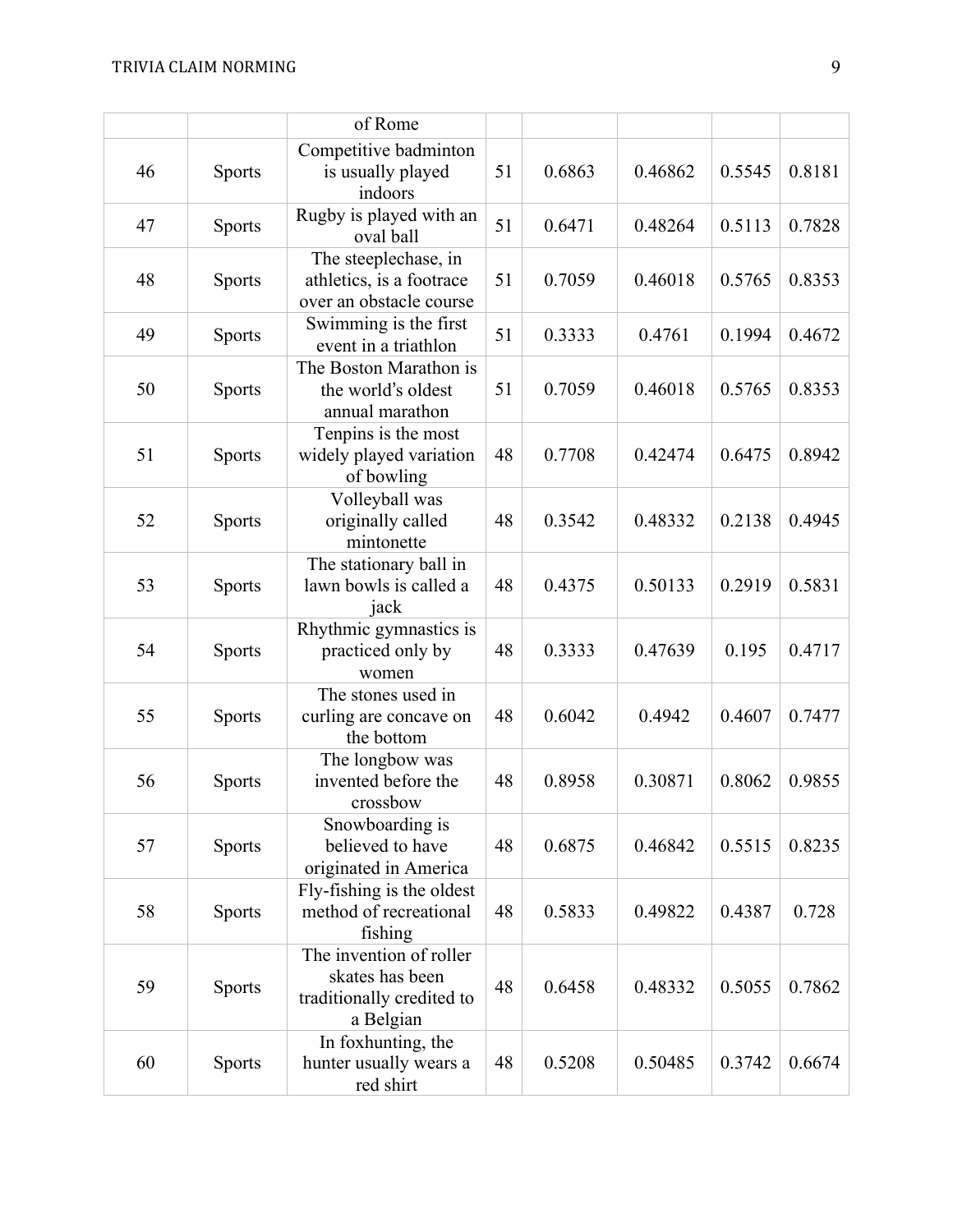| | | of Rome | | | | | |
|---|---|---|---|---|---|---|---|
| 46 | Sports | Competitive badminton is usually played indoors | 51 | 0.6863 | 0.46862 | 0.5545 | 0.8181 |
| 47 | Sports | Rugby is played with an oval ball | 51 | 0.6471 | 0.48264 | 0.5113 | 0.7828 |
| 48 | Sports | The steeplechase, in athletics, is a footrace over an obstacle course | 51 | 0.7059 | 0.46018 | 0.5765 | 0.8353 |
| 49 | Sports | Swimming is the first event in a triathlon | 51 | 0.3333 | 0.4761 | 0.1994 | 0.4672 |
| 50 | Sports | The Boston Marathon is the world's oldest annual marathon | 51 | 0.7059 | 0.46018 | 0.5765 | 0.8353 |
| 51 | Sports | Tenpins is the most widely played variation of bowling | 48 | 0.7708 | 0.42474 | 0.6475 | 0.8942 |
| 52 | Sports | Volleyball was originally called mintonette | 48 | 0.3542 | 0.48332 | 0.2138 | 0.4945 |
| 53 | Sports | The stationary ball in lawn bowls is called a jack | 48 | 0.4375 | 0.50133 | 0.2919 | 0.5831 |
| 54 | Sports | Rhythmic gymnastics is practiced only by women | 48 | 0.3333 | 0.47639 | 0.195 | 0.4717 |
| 55 | Sports | The stones used in curling are concave on the bottom | 48 | 0.6042 | 0.4942 | 0.4607 | 0.7477 |
| 56 | Sports | The longbow was invented before the crossbow | 48 | 0.8958 | 0.30871 | 0.8062 | 0.9855 |
| 57 | Sports | Snowboarding is believed to have originated in America | 48 | 0.6875 | 0.46842 | 0.5515 | 0.8235 |
| 58 | Sports | Fly-fishing is the oldest method of recreational fishing | 48 | 0.5833 | 0.49822 | 0.4387 | 0.728 |
| 59 | Sports | The invention of roller skates has been traditionally credited to a Belgian | 48 | 0.6458 | 0.48332 | 0.5055 | 0.7862 |
| 60 | Sports | In foxhunting, the hunter usually wears a red shirt | 48 | 0.5208 | 0.50485 | 0.3742 | 0.6674 |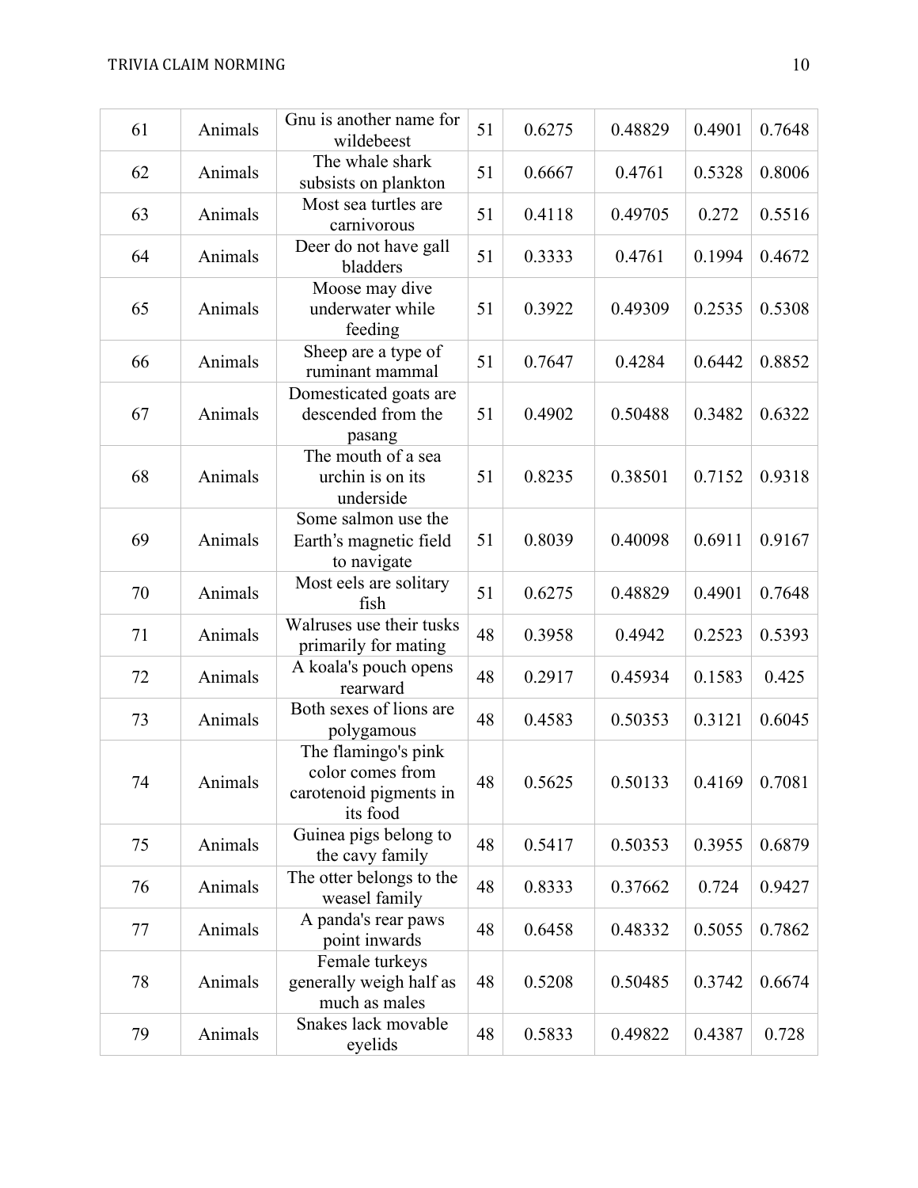| | | | | | | | |
|---|---|---|---|---|---|---|---|
| 61 | Animals | Gnu is another name for wildebeest | 51 | 0.6275 | 0.48829 | 0.4901 | 0.7648 |
| 62 | Animals | The whale shark subsists on plankton | 51 | 0.6667 | 0.4761 | 0.5328 | 0.8006 |
| 63 | Animals | Most sea turtles are carnivorous | 51 | 0.4118 | 0.49705 | 0.272 | 0.5516 |
| 64 | Animals | Deer do not have gall bladders | 51 | 0.3333 | 0.4761 | 0.1994 | 0.4672 |
| 65 | Animals | Moose may dive underwater while feeding | 51 | 0.3922 | 0.49309 | 0.2535 | 0.5308 |
| 66 | Animals | Sheep are a type of ruminant mammal | 51 | 0.7647 | 0.4284 | 0.6442 | 0.8852 |
| 67 | Animals | Domesticated goats are descended from the pasang | 51 | 0.4902 | 0.50488 | 0.3482 | 0.6322 |
| 68 | Animals | The mouth of a sea urchin is on its underside | 51 | 0.8235 | 0.38501 | 0.7152 | 0.9318 |
| 69 | Animals | Some salmon use the Earth’s magnetic field to navigate | 51 | 0.8039 | 0.40098 | 0.6911 | 0.9167 |
| 70 | Animals | Most eels are solitary fish | 51 | 0.6275 | 0.48829 | 0.4901 | 0.7648 |
| 71 | Animals | Walruses use their tusks primarily for mating | 48 | 0.3958 | 0.4942 | 0.2523 | 0.5393 |
| 72 | Animals | A koala's pouch opens rearward | 48 | 0.2917 | 0.45934 | 0.1583 | 0.425 |
| 73 | Animals | Both sexes of lions are polygamous | 48 | 0.4583 | 0.50353 | 0.3121 | 0.6045 |
| 74 | Animals | The flamingo's pink color comes from carotenoid pigments in its food | 48 | 0.5625 | 0.50133 | 0.4169 | 0.7081 |
| 75 | Animals | Guinea pigs belong to the cavy family | 48 | 0.5417 | 0.50353 | 0.3955 | 0.6879 |
| 76 | Animals | The otter belongs to the weasel family | 48 | 0.8333 | 0.37662 | 0.724 | 0.9427 |
| 77 | Animals | A panda's rear paws point inwards | 48 | 0.6458 | 0.48332 | 0.5055 | 0.7862 |
| 78 | Animals | Female turkeys generally weigh half as much as males | 48 | 0.5208 | 0.50485 | 0.3742 | 0.6674 |
| 79 | Animals | Snakes lack movable eyelids | 48 | 0.5833 | 0.49822 | 0.4387 | 0.728 |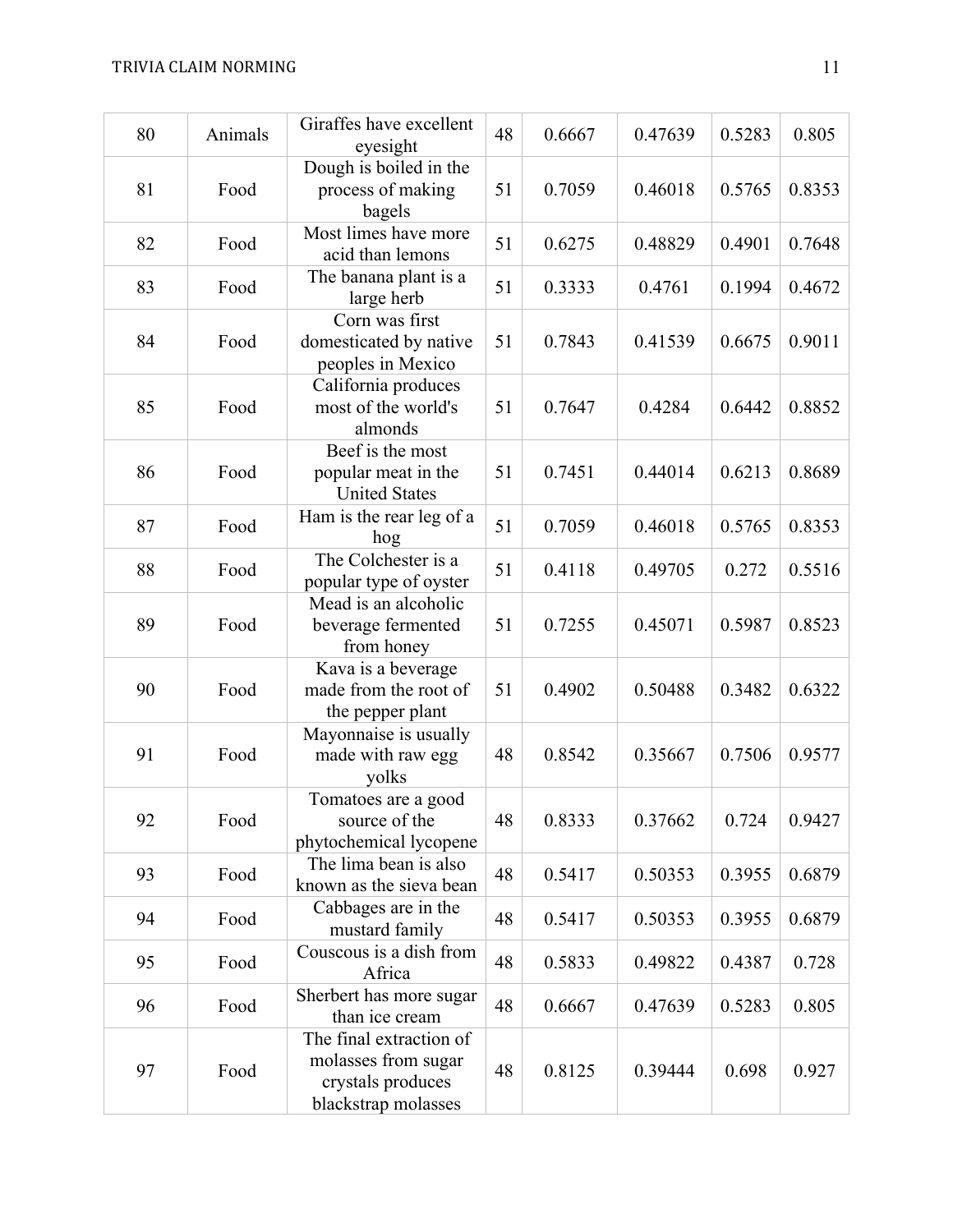| 80 | Animals | Giraffes have excellent eyesight | 48 | 0.6667 | 0.47639 | 0.5283 | 0.805 |
|---|---|---|---|---|---|---|---|
| 81 | Food | Dough is boiled in the process of making bagels | 51 | 0.7059 | 0.46018 | 0.5765 | 0.8353 |
| 82 | Food | Most limes have more acid than lemons | 51 | 0.6275 | 0.48829 | 0.4901 | 0.7648 |
| 83 | Food | The banana plant is a large herb | 51 | 0.3333 | 0.4761 | 0.1994 | 0.4672 |
| 84 | Food | Corn was first domesticated by native peoples in Mexico | 51 | 0.7843 | 0.41539 | 0.6675 | 0.9011 |
| 85 | Food | California produces most of the world's almonds | 51 | 0.7647 | 0.4284 | 0.6442 | 0.8852 |
| 86 | Food | Beef is the most popular meat in the United States | 51 | 0.7451 | 0.44014 | 0.6213 | 0.8689 |
| 87 | Food | Ham is the rear leg of a hog | 51 | 0.7059 | 0.46018 | 0.5765 | 0.8353 |
| 88 | Food | The Colchester is a popular type of oyster | 51 | 0.4118 | 0.49705 | 0.272 | 0.5516 |
| 89 | Food | Mead is an alcoholic beverage fermented from honey | 51 | 0.7255 | 0.45071 | 0.5987 | 0.8523 |
| 90 | Food | Kava is a beverage made from the root of the pepper plant | 51 | 0.4902 | 0.50488 | 0.3482 | 0.6322 |
| 91 | Food | Mayonnaise is usually made with raw egg yolks | 48 | 0.8542 | 0.35667 | 0.7506 | 0.9577 |
| 92 | Food | Tomatoes are a good source of the phytochemical lycopene | 48 | 0.8333 | 0.37662 | 0.724 | 0.9427 |
| 93 | Food | The lima bean is also known as the sieva bean | 48 | 0.5417 | 0.50353 | 0.3955 | 0.6879 |
| 94 | Food | Cabbages are in the mustard family | 48 | 0.5417 | 0.50353 | 0.3955 | 0.6879 |
| 95 | Food | Couscous is a dish from Africa | 48 | 0.5833 | 0.49822 | 0.4387 | 0.728 |
| 96 | Food | Sherbert has more sugar than ice cream | 48 | 0.6667 | 0.47639 | 0.5283 | 0.805 |
| 97 | Food | The final extraction of molasses from sugar crystals produces blackstrap molasses | 48 | 0.8125 | 0.39444 | 0.698 | 0.927 |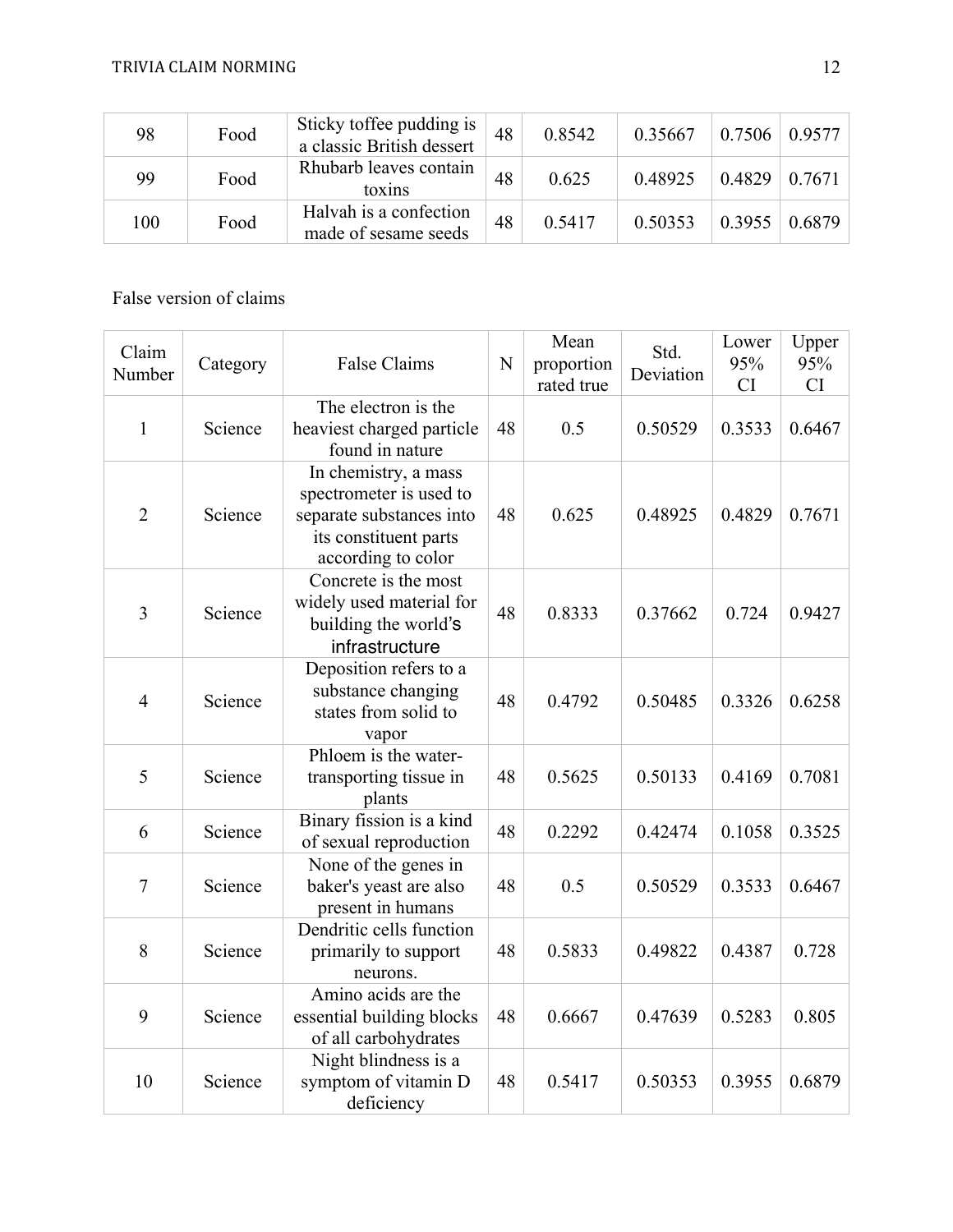| 98 | Food | Sticky toffee pudding is a classic British dessert | 48 | 0.8542 | 0.35667 | 0.7506 | 0.9577 |
|---|---|---|---|---|---|---|---|
| 99 | Food | Rhubarb leaves contain toxins | 48 | 0.625 | 0.48925 | 0.4829 | 0.7671 |
| 100 | Food | Halvah is a confection made of sesame seeds | 48 | 0.5417 | 0.50353 | 0.3955 | 0.6879 |

False version of claims

| Claim Number | Category | False Claims | N | Mean proportion rated true | Std. Deviation | Lower 95% CI | Upper 95% CI |
|---|---|---|---|---|---|---|---|
| 1 | Science | The electron is the heaviest charged particle found in nature | 48 | 0.5 | 0.50529 | 0.3533 | 0.6467 |
| 2 | Science | In chemistry, a mass spectrometer is used to separate substances into its constituent parts according to color | 48 | 0.625 | 0.48925 | 0.4829 | 0.7671 |
| 3 | Science | Concrete is the most widely used material for building the world's infrastructure | 48 | 0.8333 | 0.37662 | 0.724 | 0.9427 |
| 4 | Science | Deposition refers to a substance changing states from solid to vapor | 48 | 0.4792 | 0.50485 | 0.3326 | 0.6258 |
| 5 | Science | Phloem is the water-transporting tissue in plants | 48 | 0.5625 | 0.50133 | 0.4169 | 0.7081 |
| 6 | Science | Binary fission is a kind of sexual reproduction | 48 | 0.2292 | 0.42474 | 0.1058 | 0.3525 |
| 7 | Science | None of the genes in baker's yeast are also present in humans | 48 | 0.5 | 0.50529 | 0.3533 | 0.6467 |
| 8 | Science | Dendritic cells function primarily to support neurons. | 48 | 0.5833 | 0.49822 | 0.4387 | 0.728 |
| 9 | Science | Amino acids are the essential building blocks of all carbohydrates | 48 | 0.6667 | 0.47639 | 0.5283 | 0.805 |
| 10 | Science | Night blindness is a symptom of vitamin D deficiency | 48 | 0.5417 | 0.50353 | 0.3955 | 0.6879 |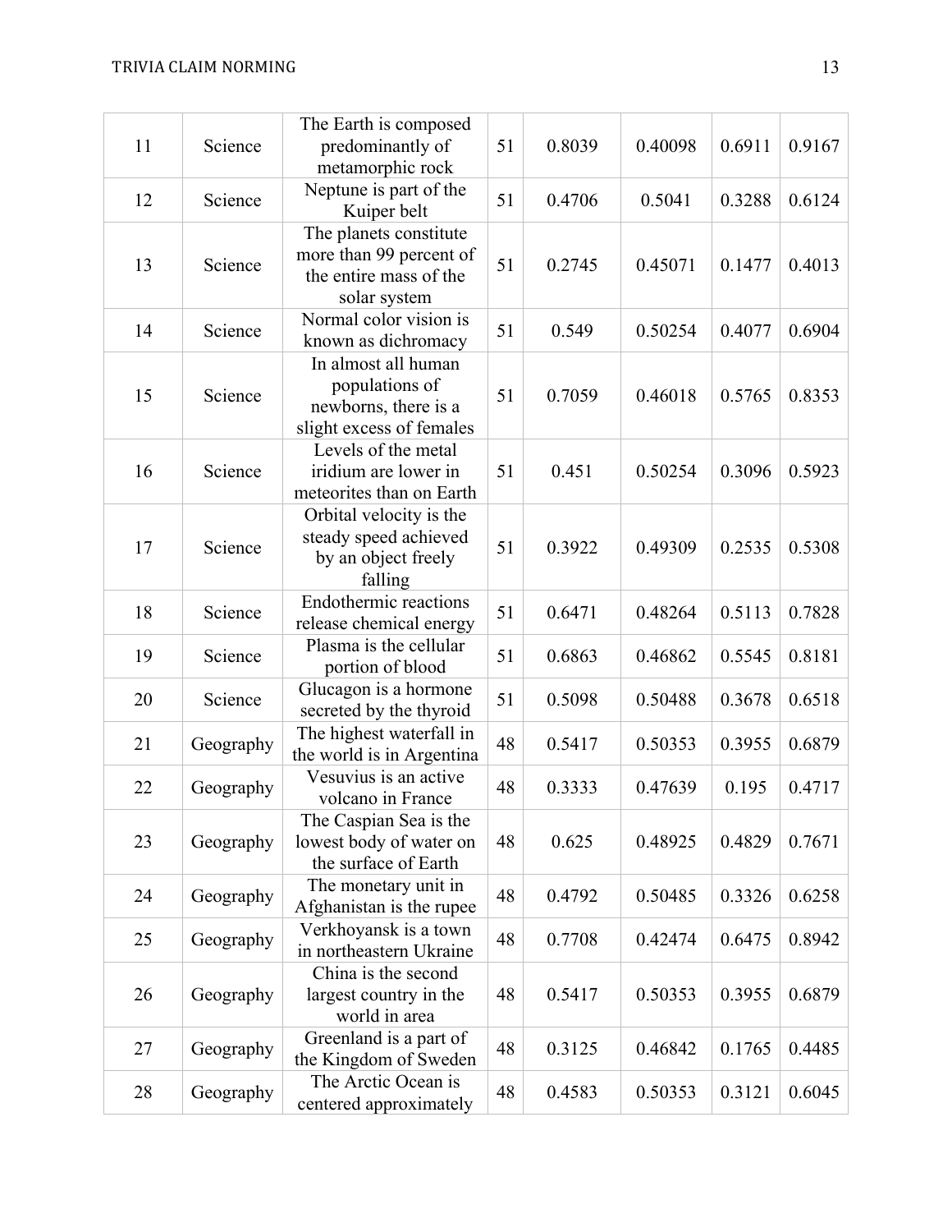| 11 | Science | The Earth is composed predominantly of metamorphic rock | 51 | 0.8039 | 0.40098 | 0.6911 | 0.9167 |
|---|---|---|---|---|---|---|---|
| 12 | Science | Neptune is part of the Kuiper belt | 51 | 0.4706 | 0.5041 | 0.3288 | 0.6124 |
| 13 | Science | The planets constitute more than 99 percent of the entire mass of the solar system | 51 | 0.2745 | 0.45071 | 0.1477 | 0.4013 |
| 14 | Science | Normal color vision is known as dichromacy | 51 | 0.549 | 0.50254 | 0.4077 | 0.6904 |
| 15 | Science | In almost all human populations of newborns, there is a slight excess of females | 51 | 0.7059 | 0.46018 | 0.5765 | 0.8353 |
| 16 | Science | Levels of the metal iridium are lower in meteorites than on Earth | 51 | 0.451 | 0.50254 | 0.3096 | 0.5923 |
| 17 | Science | Orbital velocity is the steady speed achieved by an object freely falling | 51 | 0.3922 | 0.49309 | 0.2535 | 0.5308 |
| 18 | Science | Endothermic reactions release chemical energy | 51 | 0.6471 | 0.48264 | 0.5113 | 0.7828 |
| 19 | Science | Plasma is the cellular portion of blood | 51 | 0.6863 | 0.46862 | 0.5545 | 0.8181 |
| 20 | Science | Glucagon is a hormone secreted by the thyroid | 51 | 0.5098 | 0.50488 | 0.3678 | 0.6518 |
| 21 | Geography | The highest waterfall in the world is in Argentina | 48 | 0.5417 | 0.50353 | 0.3955 | 0.6879 |
| 22 | Geography | Vesuvius is an active volcano in France | 48 | 0.3333 | 0.47639 | 0.195 | 0.4717 |
| 23 | Geography | The Caspian Sea is the lowest body of water on the surface of Earth | 48 | 0.625 | 0.48925 | 0.4829 | 0.7671 |
| 24 | Geography | The monetary unit in Afghanistan is the rupee | 48 | 0.4792 | 0.50485 | 0.3326 | 0.6258 |
| 25 | Geography | Verkhoyansk is a town in northeastern Ukraine | 48 | 0.7708 | 0.42474 | 0.6475 | 0.8942 |
| 26 | Geography | China is the second largest country in the world in area | 48 | 0.5417 | 0.50353 | 0.3955 | 0.6879 |
| 27 | Geography | Greenland is a part of the Kingdom of Sweden | 48 | 0.3125 | 0.46842 | 0.1765 | 0.4485 |
| 28 | Geography | The Arctic Ocean is centered approximately | 48 | 0.4583 | 0.50353 | 0.3121 | 0.6045 |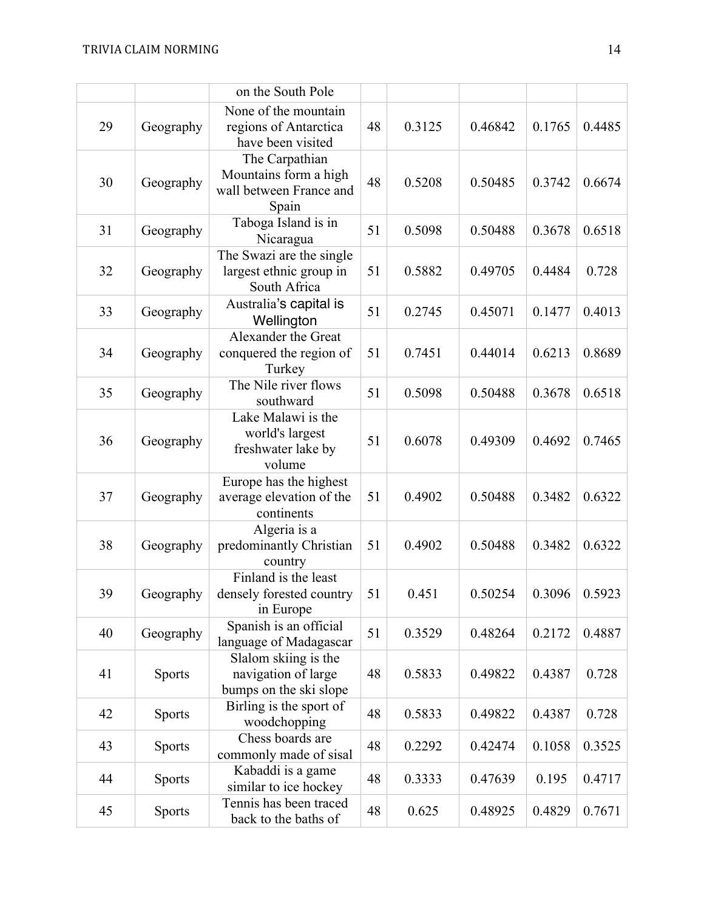| | | | | | | | |
|---|---|---|---|---|---|---|---|
| | | on the South Pole | | | | | |
| 29 | Geography | None of the mountain regions of Antarctica have been visited | 48 | 0.3125 | 0.46842 | 0.1765 | 0.4485 |
| 30 | Geography | The Carpathian Mountains form a high wall between France and Spain | 48 | 0.5208 | 0.50485 | 0.3742 | 0.6674 |
| 31 | Geography | Taboga Island is in Nicaragua | 51 | 0.5098 | 0.50488 | 0.3678 | 0.6518 |
| 32 | Geography | The Swazi are the single largest ethnic group in South Africa | 51 | 0.5882 | 0.49705 | 0.4484 | 0.728 |
| 33 | Geography | Australia's capital is Wellington | 51 | 0.2745 | 0.45071 | 0.1477 | 0.4013 |
| 34 | Geography | Alexander the Great conquered the region of Turkey | 51 | 0.7451 | 0.44014 | 0.6213 | 0.8689 |
| 35 | Geography | The Nile river flows southward | 51 | 0.5098 | 0.50488 | 0.3678 | 0.6518 |
| 36 | Geography | Lake Malawi is the world's largest freshwater lake by volume | 51 | 0.6078 | 0.49309 | 0.4692 | 0.7465 |
| 37 | Geography | Europe has the highest average elevation of the continents | 51 | 0.4902 | 0.50488 | 0.3482 | 0.6322 |
| 38 | Geography | Algeria is a predominantly Christian country | 51 | 0.4902 | 0.50488 | 0.3482 | 0.6322 |
| 39 | Geography | Finland is the least densely forested country in Europe | 51 | 0.451 | 0.50254 | 0.3096 | 0.5923 |
| 40 | Geography | Spanish is an official language of Madagascar | 51 | 0.3529 | 0.48264 | 0.2172 | 0.4887 |
| 41 | Sports | Slalom skiing is the navigation of large bumps on the ski slope | 48 | 0.5833 | 0.49822 | 0.4387 | 0.728 |
| 42 | Sports | Birling is the sport of woodchopping | 48 | 0.5833 | 0.49822 | 0.4387 | 0.728 |
| 43 | Sports | Chess boards are commonly made of sisal | 48 | 0.2292 | 0.42474 | 0.1058 | 0.3525 |
| 44 | Sports | Kabaddi is a game similar to ice hockey | 48 | 0.3333 | 0.47639 | 0.195 | 0.4717 |
| 45 | Sports | Tennis has been traced back to the baths of | 48 | 0.625 | 0.48925 | 0.4829 | 0.7671 |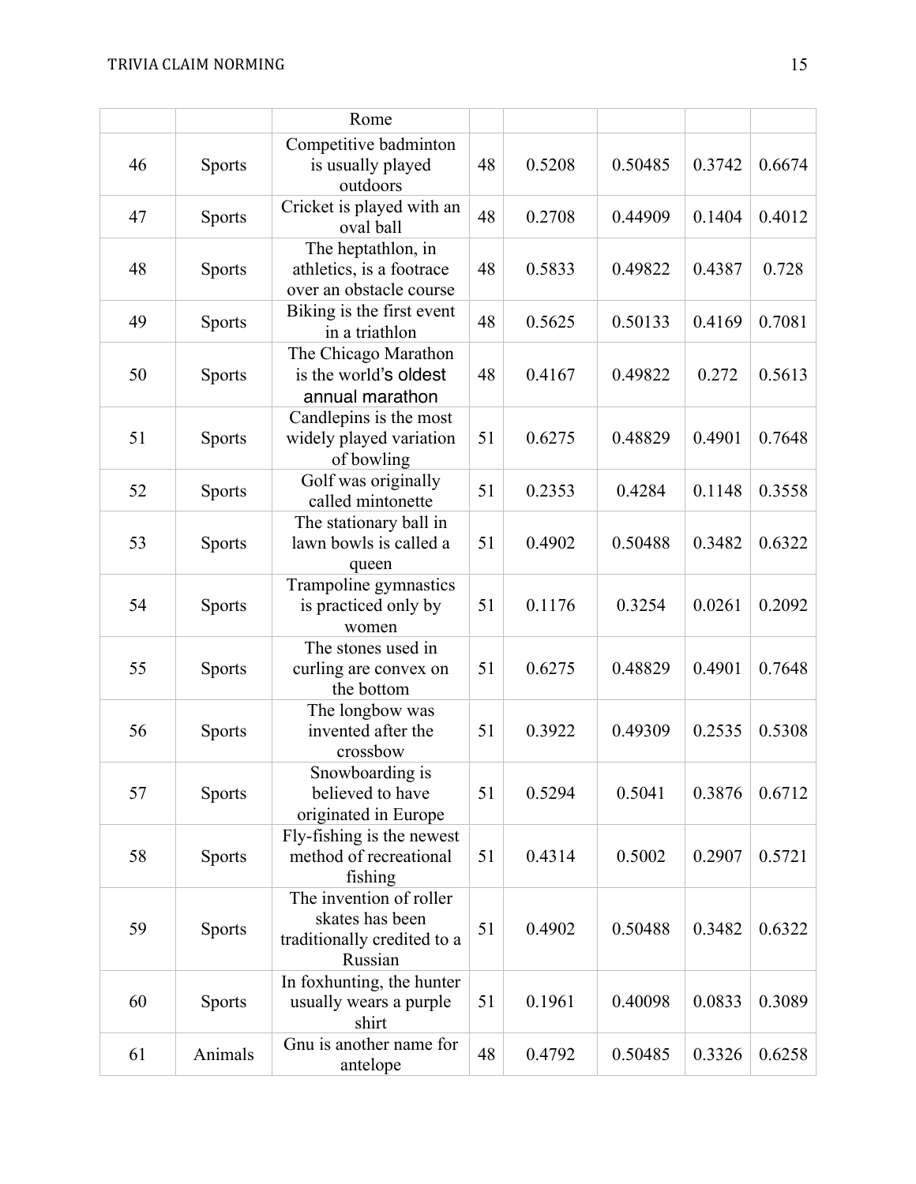|  |  | Rome |  |  |  |  |  |
|---|---|---|---|---|---|---|---|
| 46 | Sports | Competitive badminton is usually played outdoors | 48 | 0.5208 | 0.50485 | 0.3742 | 0.6674 |
| 47 | Sports | Cricket is played with an oval ball | 48 | 0.2708 | 0.44909 | 0.1404 | 0.4012 |
| 48 | Sports | The heptathlon, in athletics, is a footrace over an obstacle course | 48 | 0.5833 | 0.49822 | 0.4387 | 0.728 |
| 49 | Sports | Biking is the first event in a triathlon | 48 | 0.5625 | 0.50133 | 0.4169 | 0.7081 |
| 50 | Sports | The Chicago Marathon is the world's oldest annual marathon | 48 | 0.4167 | 0.49822 | 0.272 | 0.5613 |
| 51 | Sports | Candlepins is the most widely played variation of bowling | 51 | 0.6275 | 0.48829 | 0.4901 | 0.7648 |
| 52 | Sports | Golf was originally called mintonette | 51 | 0.2353 | 0.4284 | 0.1148 | 0.3558 |
| 53 | Sports | The stationary ball in lawn bowls is called a queen | 51 | 0.4902 | 0.50488 | 0.3482 | 0.6322 |
| 54 | Sports | Trampoline gymnastics is practiced only by women | 51 | 0.1176 | 0.3254 | 0.0261 | 0.2092 |
| 55 | Sports | The stones used in curling are convex on the bottom | 51 | 0.6275 | 0.48829 | 0.4901 | 0.7648 |
| 56 | Sports | The longbow was invented after the crossbow | 51 | 0.3922 | 0.49309 | 0.2535 | 0.5308 |
| 57 | Sports | Snowboarding is believed to have originated in Europe | 51 | 0.5294 | 0.5041 | 0.3876 | 0.6712 |
| 58 | Sports | Fly-fishing is the newest method of recreational fishing | 51 | 0.4314 | 0.5002 | 0.2907 | 0.5721 |
| 59 | Sports | The invention of roller skates has been traditionally credited to a Russian | 51 | 0.4902 | 0.50488 | 0.3482 | 0.6322 |
| 60 | Sports | In foxhunting, the hunter usually wears a purple shirt | 51 | 0.1961 | 0.40098 | 0.0833 | 0.3089 |
| 61 | Animals | Gnu is another name for antelope | 48 | 0.4792 | 0.50485 | 0.3326 | 0.6258 |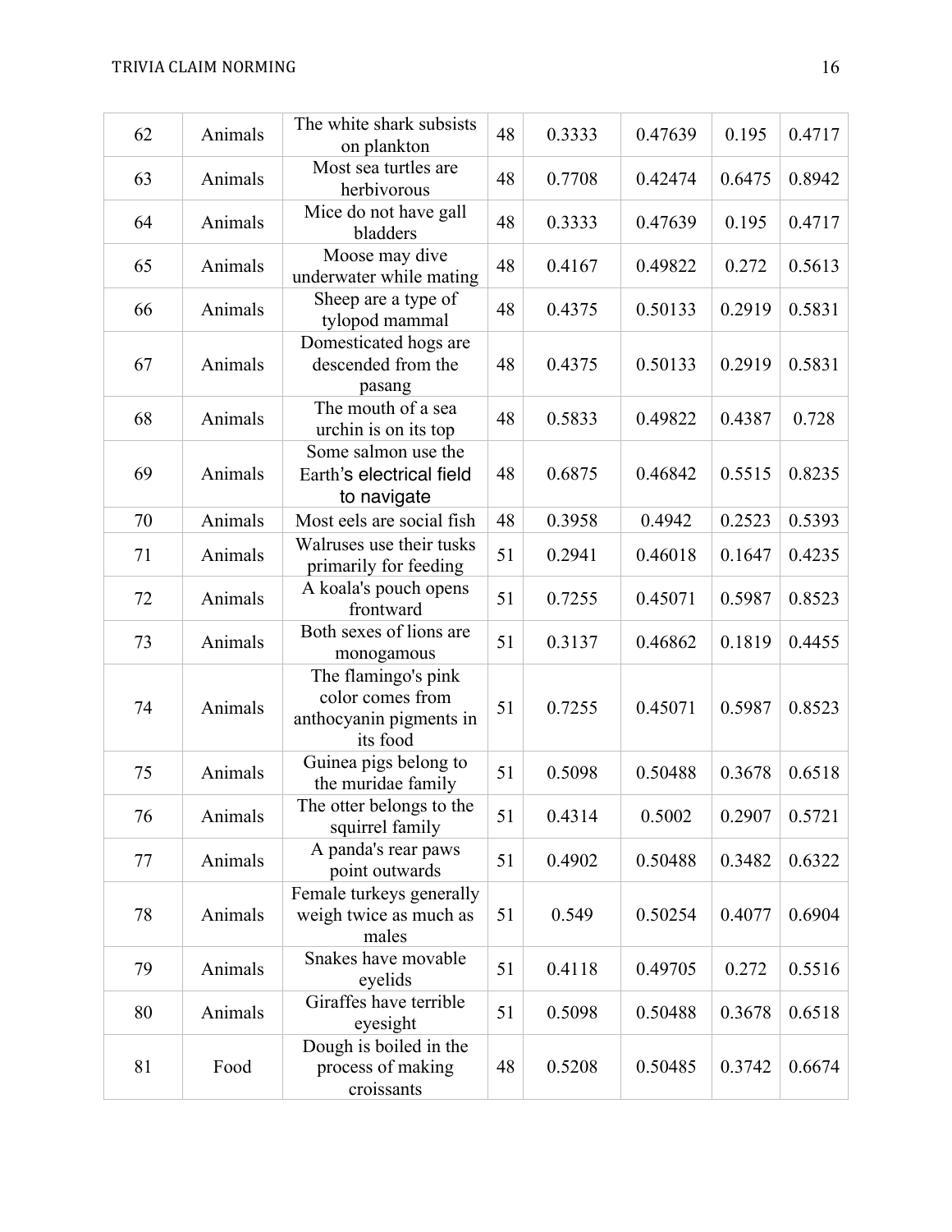| 62 | Animals | The white shark subsists on plankton | 48 | 0.3333 | 0.47639 | 0.195 | 0.4717 |
|---|---|---|---|---|---|---|---|
| 63 | Animals | Most sea turtles are herbivorous | 48 | 0.7708 | 0.42474 | 0.6475 | 0.8942 |
| 64 | Animals | Mice do not have gall bladders | 48 | 0.3333 | 0.47639 | 0.195 | 0.4717 |
| 65 | Animals | Moose may dive underwater while mating | 48 | 0.4167 | 0.49822 | 0.272 | 0.5613 |
| 66 | Animals | Sheep are a type of tylopod mammal | 48 | 0.4375 | 0.50133 | 0.2919 | 0.5831 |
| 67 | Animals | Domesticated hogs are descended from the pasang | 48 | 0.4375 | 0.50133 | 0.2919 | 0.5831 |
| 68 | Animals | The mouth of a sea urchin is on its top | 48 | 0.5833 | 0.49822 | 0.4387 | 0.728 |
| 69 | Animals | Some salmon use the Earth's electrical field to navigate | 48 | 0.6875 | 0.46842 | 0.5515 | 0.8235 |
| 70 | Animals | Most eels are social fish | 48 | 0.3958 | 0.4942 | 0.2523 | 0.5393 |
| 71 | Animals | Walruses use their tusks primarily for feeding | 51 | 0.2941 | 0.46018 | 0.1647 | 0.4235 |
| 72 | Animals | A koala's pouch opens frontward | 51 | 0.7255 | 0.45071 | 0.5987 | 0.8523 |
| 73 | Animals | Both sexes of lions are monogamous | 51 | 0.3137 | 0.46862 | 0.1819 | 0.4455 |
| 74 | Animals | The flamingo's pink color comes from anthocyanin pigments in its food | 51 | 0.7255 | 0.45071 | 0.5987 | 0.8523 |
| 75 | Animals | Guinea pigs belong to the muridae family | 51 | 0.5098 | 0.50488 | 0.3678 | 0.6518 |
| 76 | Animals | The otter belongs to the squirrel family | 51 | 0.4314 | 0.5002 | 0.2907 | 0.5721 |
| 77 | Animals | A panda's rear paws point outwards | 51 | 0.4902 | 0.50488 | 0.3482 | 0.6322 |
| 78 | Animals | Female turkeys generally weigh twice as much as males | 51 | 0.549 | 0.50254 | 0.4077 | 0.6904 |
| 79 | Animals | Snakes have movable eyelids | 51 | 0.4118 | 0.49705 | 0.272 | 0.5516 |
| 80 | Animals | Giraffes have terrible eyesight | 51 | 0.5098 | 0.50488 | 0.3678 | 0.6518 |
| 81 | Food | Dough is boiled in the process of making croissants | 48 | 0.5208 | 0.50485 | 0.3742 | 0.6674 |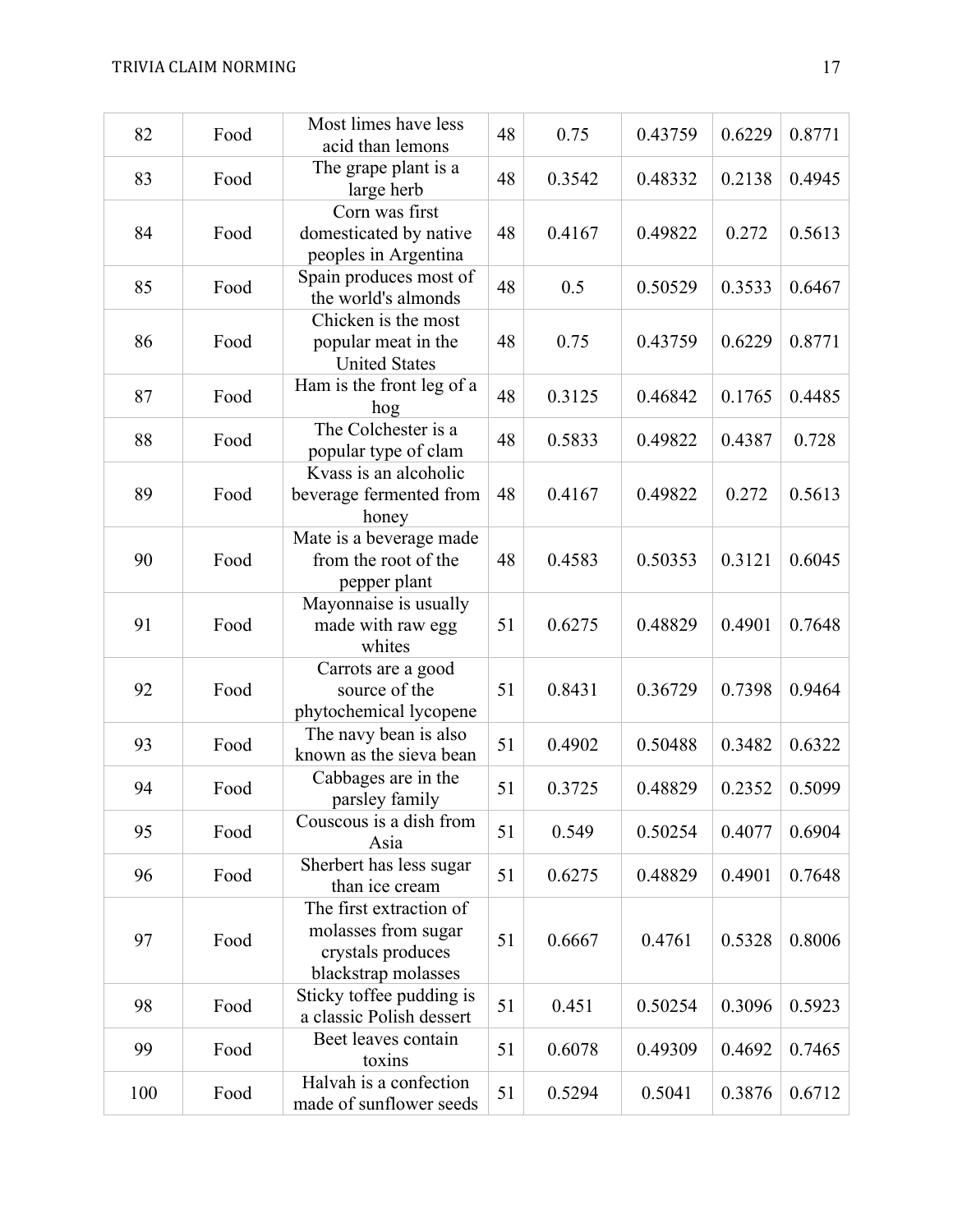| 82 | Food | Most limes have less acid than lemons | 48 | 0.75 | 0.43759 | 0.6229 | 0.8771 |
|---|---|---|---|---|---|---|---|
| 83 | Food | The grape plant is a large herb | 48 | 0.3542 | 0.48332 | 0.2138 | 0.4945 |
| 84 | Food | Corn was first domesticated by native peoples in Argentina | 48 | 0.4167 | 0.49822 | 0.272 | 0.5613 |
| 85 | Food | Spain produces most of the world's almonds | 48 | 0.5 | 0.50529 | 0.3533 | 0.6467 |
| 86 | Food | Chicken is the most popular meat in the United States | 48 | 0.75 | 0.43759 | 0.6229 | 0.8771 |
| 87 | Food | Ham is the front leg of a hog | 48 | 0.3125 | 0.46842 | 0.1765 | 0.4485 |
| 88 | Food | The Colchester is a popular type of clam | 48 | 0.5833 | 0.49822 | 0.4387 | 0.728 |
| 89 | Food | Kvass is an alcoholic beverage fermented from honey | 48 | 0.4167 | 0.49822 | 0.272 | 0.5613 |
| 90 | Food | Mate is a beverage made from the root of the pepper plant | 48 | 0.4583 | 0.50353 | 0.3121 | 0.6045 |
| 91 | Food | Mayonnaise is usually made with raw egg whites | 51 | 0.6275 | 0.48829 | 0.4901 | 0.7648 |
| 92 | Food | Carrots are a good source of the phytochemical lycopene | 51 | 0.8431 | 0.36729 | 0.7398 | 0.9464 |
| 93 | Food | The navy bean is also known as the sieva bean | 51 | 0.4902 | 0.50488 | 0.3482 | 0.6322 |
| 94 | Food | Cabbages are in the parsley family | 51 | 0.3725 | 0.48829 | 0.2352 | 0.5099 |
| 95 | Food | Couscous is a dish from Asia | 51 | 0.549 | 0.50254 | 0.4077 | 0.6904 |
| 96 | Food | Sherbert has less sugar than ice cream | 51 | 0.6275 | 0.48829 | 0.4901 | 0.7648 |
| 97 | Food | The first extraction of molasses from sugar crystals produces blackstrap molasses | 51 | 0.6667 | 0.4761 | 0.5328 | 0.8006 |
| 98 | Food | Sticky toffee pudding is a classic Polish dessert | 51 | 0.451 | 0.50254 | 0.3096 | 0.5923 |
| 99 | Food | Beet leaves contain toxins | 51 | 0.6078 | 0.49309 | 0.4692 | 0.7465 |
| 100 | Food | Halvah is a confection made of sunflower seeds | 51 | 0.5294 | 0.5041 | 0.3876 | 0.6712 |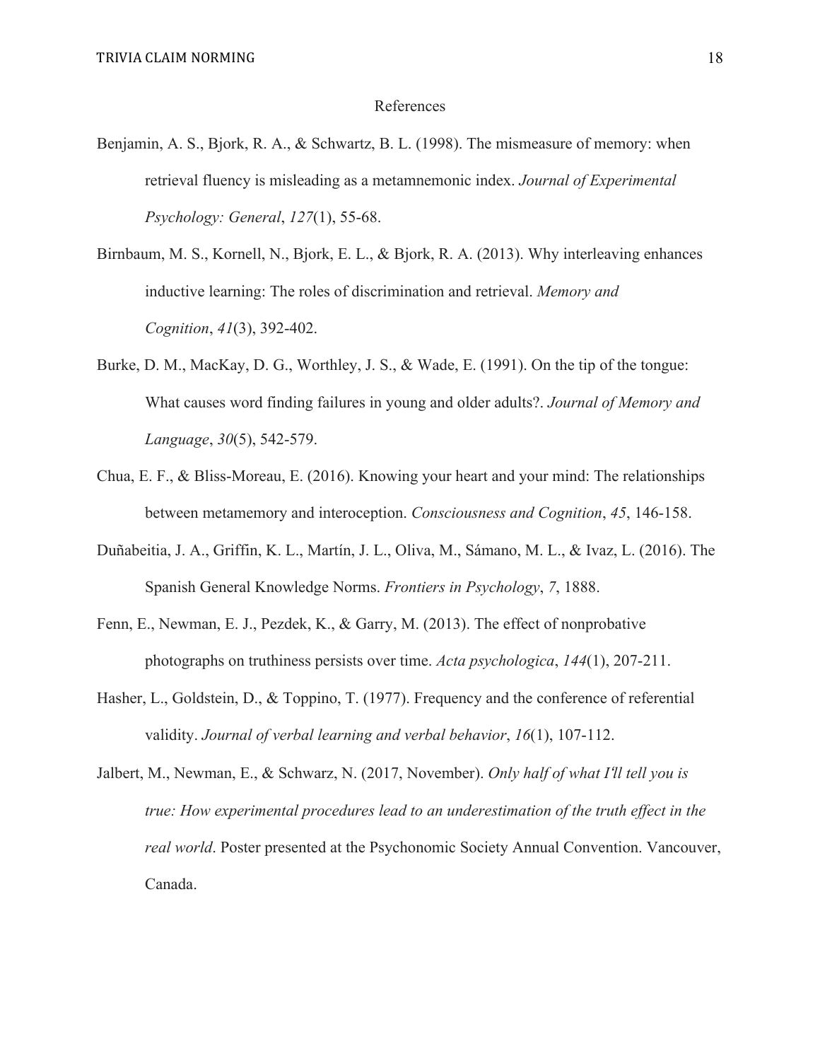# References

Benjamin, A. S., Bjork, R. A., & Schwartz, B. L. (1998). The mismeasure of memory: when retrieval fluency is misleading as a metamnemonic index. *Journal of Experimental Psychology: General*, *127*(1), 55-68.

Birnbaum, M. S., Kornell, N., Bjork, E. L., & Bjork, R. A. (2013). Why interleaving enhances inductive learning: The roles of discrimination and retrieval. *Memory and Cognition*, *41*(3), 392-402.

Burke, D. M., MacKay, D. G., Worthley, J. S., & Wade, E. (1991). On the tip of the tongue: What causes word finding failures in young and older adults?. *Journal of Memory and Language*, *30*(5), 542-579.

Chua, E. F., & Bliss-Moreau, E. (2016). Knowing your heart and your mind: The relationships between metamemory and interoception. *Consciousness and Cognition*, *45*, 146-158.

Duñabeitia, J. A., Griffin, K. L., Martín, J. L., Oliva, M., Sámano, M. L., & Ivaz, L. (2016). The Spanish General Knowledge Norms. *Frontiers in Psychology*, *7*, 1888.

Fenn, E., Newman, E. J., Pezdek, K., & Garry, M. (2013). The effect of nonprobative photographs on truthiness persists over time. *Acta psychologica*, *144*(1), 207-211.

Hasher, L., Goldstein, D., & Toppino, T. (1977). Frequency and the conference of referential validity. *Journal of verbal learning and verbal behavior*, *16*(1), 107-112.

Jalbert, M., Newman, E., & Schwarz, N. (2017, November). *Only half of what I'll tell you is true: How experimental procedures lead to an underestimation of the truth effect in the real world*. Poster presented at the Psychonomic Society Annual Convention. Vancouver, Canada.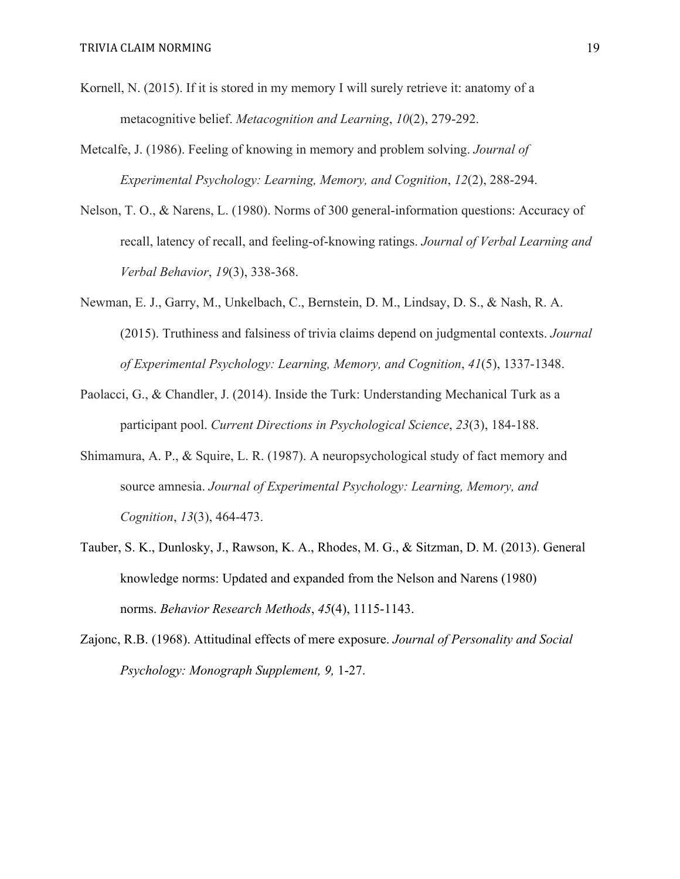Kornell, N. (2015). If it is stored in my memory I will surely retrieve it: anatomy of a metacognitive belief. *Metacognition and Learning*, *10*(2), 279-292.

Metcalfe, J. (1986). Feeling of knowing in memory and problem solving. *Journal of Experimental Psychology: Learning, Memory, and Cognition*, *12*(2), 288-294.

Nelson, T. O., & Narens, L. (1980). Norms of 300 general-information questions: Accuracy of recall, latency of recall, and feeling-of-knowing ratings. *Journal of Verbal Learning and Verbal Behavior*, *19*(3), 338-368.

Newman, E. J., Garry, M., Unkelbach, C., Bernstein, D. M., Lindsay, D. S., & Nash, R. A. (2015). Truthiness and falsiness of trivia claims depend on judgmental contexts. *Journal of Experimental Psychology: Learning, Memory, and Cognition*, *41*(5), 1337-1348.

Paolacci, G., & Chandler, J. (2014). Inside the Turk: Understanding Mechanical Turk as a participant pool. *Current Directions in Psychological Science*, *23*(3), 184-188.

Shimamura, A. P., & Squire, L. R. (1987). A neuropsychological study of fact memory and source amnesia. *Journal of Experimental Psychology: Learning, Memory, and Cognition*, *13*(3), 464-473.

Tauber, S. K., Dunlosky, J., Rawson, K. A., Rhodes, M. G., & Sitzman, D. M. (2013). General knowledge norms: Updated and expanded from the Nelson and Narens (1980) norms. *Behavior Research Methods*, *45*(4), 1115-1143.

Zajonc, R.B. (1968). Attitudinal effects of mere exposure. *Journal of Personality and Social Psychology: Monograph Supplement, 9,* 1-27.